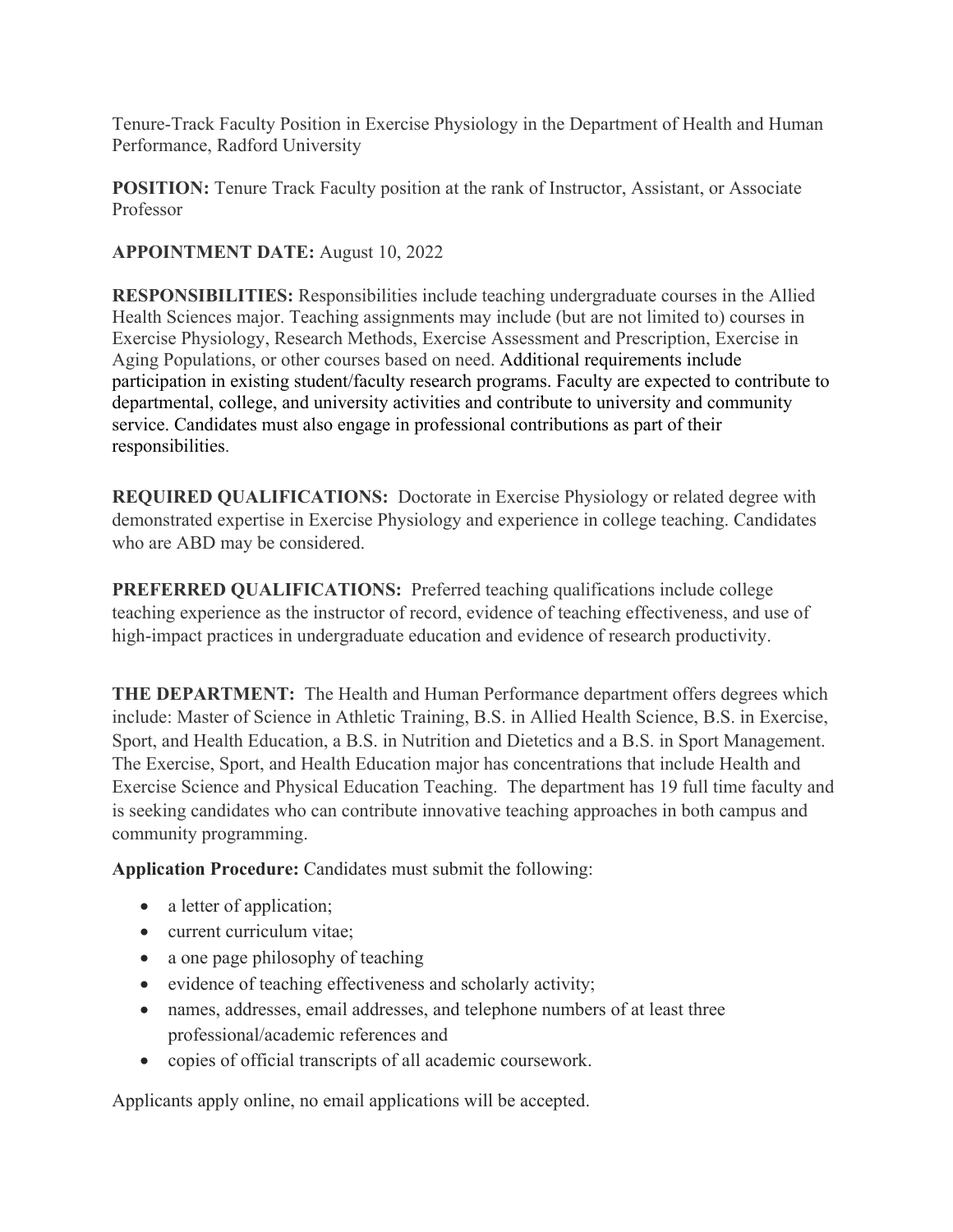Tenure-Track Faculty Position in Exercise Physiology in the Department of Health and Human Performance, Radford University

**POSITION:** Tenure Track Faculty position at the rank of Instructor, Assistant, or Associate Professor

**APPOINTMENT DATE:** August 10, 2022

**RESPONSIBILITIES:** Responsibilities include teaching undergraduate courses in the Allied Health Sciences major. Teaching assignments may include (but are not limited to) courses in Exercise Physiology, Research Methods, Exercise Assessment and Prescription, Exercise in Aging Populations, or other courses based on need. Additional requirements include participation in existing student/faculty research programs. Faculty are expected to contribute to departmental, college, and university activities and contribute to university and community service. Candidates must also engage in professional contributions as part of their responsibilities.

**REQUIRED QUALIFICATIONS:** Doctorate in Exercise Physiology or related degree with demonstrated expertise in Exercise Physiology and experience in college teaching. Candidates who are ABD may be considered.

**PREFERRED QUALIFICATIONS:** Preferred teaching qualifications include college teaching experience as the instructor of record, evidence of teaching effectiveness, and use of high-impact practices in undergraduate education and evidence of research productivity.

**THE DEPARTMENT:** The Health and Human Performance department offers degrees which include: Master of Science in Athletic Training, B.S. in Allied Health Science, B.S. in Exercise, Sport, and Health Education, a B.S. in Nutrition and Dietetics and a B.S. in Sport Management. The Exercise, Sport, and Health Education major has concentrations that include Health and Exercise Science and Physical Education Teaching. The department has 19 full time faculty and is seeking candidates who can contribute innovative teaching approaches in both campus and community programming.

**Application Procedure:** Candidates must submit the following:

- a letter of application;
- current curriculum vitae;
- a one page philosophy of teaching
- evidence of teaching effectiveness and scholarly activity;
- names, addresses, email addresses, and telephone numbers of at least three professional/academic references and
- copies of official transcripts of all academic coursework.

Applicants apply online, no email applications will be accepted.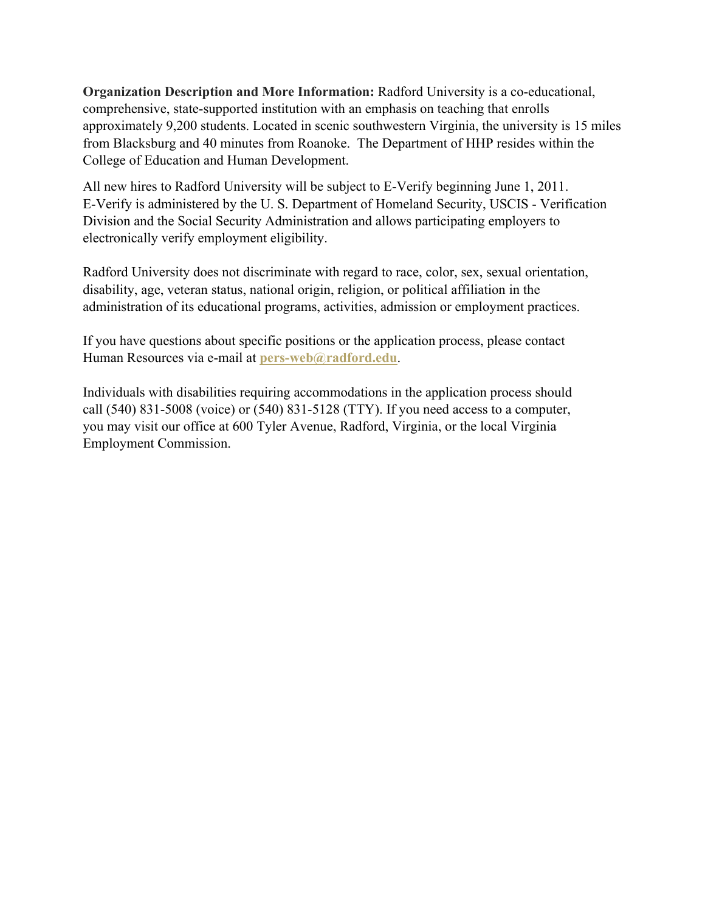**Organization Description and More Information:** Radford University is a co-educational, comprehensive, state-supported institution with an emphasis on teaching that enrolls approximately 9,200 students. Located in scenic southwestern Virginia, the university is 15 miles from Blacksburg and 40 minutes from Roanoke. The Department of HHP resides within the College of Education and Human Development.

All new hires to Radford University will be subject to E-Verify beginning June 1, 2011. E-Verify is administered by the U. S. Department of Homeland Security, USCIS - Verification Division and the Social Security Administration and allows participating employers to electronically verify employment eligibility.

Radford University does not discriminate with regard to race, color, sex, sexual orientation, disability, age, veteran status, national origin, religion, or political affiliation in the administration of its educational programs, activities, admission or employment practices.

If you have questions about specific positions or the application process, please contact Human Resources via e-mail at **pers-web@radford.edu**.

Individuals with disabilities requiring accommodations in the application process should call (540) 831-5008 (voice) or (540) 831-5128 (TTY). If you need access to a computer, you may visit our office at 600 Tyler Avenue, Radford, Virginia, or the local Virginia Employment Commission.